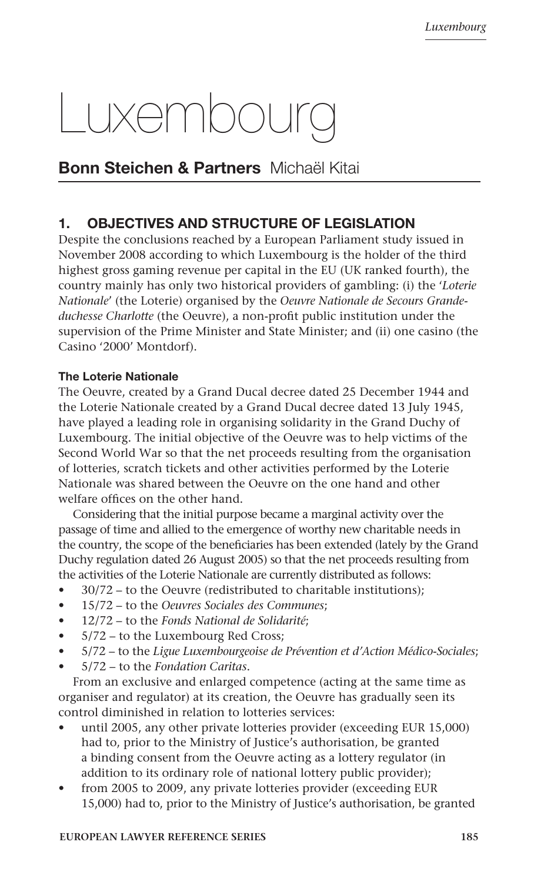# Luxembourg

## Bonn Steichen & Partners Michaël Kitai

### 1. OBJECTIVES AND STRUCTURE OF LEGISLATION

Despite the conclusions reached by a European Parliament study issued in November 2008 according to which Luxembourg is the holder of the third highest gross gaming revenue per capital in the EU (UK ranked fourth), the country mainly has only two historical providers of gambling: (i) the '*Loterie Nationale*' (the Loterie) organised by the *Oeuvre Nationale de Secours Grande-duchesse Charlotte* (the Oeuvre), a non-profit public institution under the supervision of the Prime Minister and State Minister; and (ii) one casino (the Casino '2000' Montdorf).

#### The Loterie Nationale

The Oeuvre, created by a Grand Ducal decree dated 25 December 1944 and the Loterie Nationale created by a Grand Ducal decree dated 13 July 1945, have played a leading role in organising solidarity in the Grand Duchy of Luxembourg. The initial objective of the Oeuvre was to help victims of the Second World War so that the net proceeds resulting from the organisation of lotteries, scratch tickets and other activities performed by the Loterie Nationale was shared between the Oeuvre on the one hand and other welfare offices on the other hand.

Considering that the initial purpose became a marginal activity over the passage of time and allied to the emergence of worthy new charitable needs in the country, the scope of the beneficiaries has been extended (lately by the Grand Duchy regulation dated 26 August 2005) so that the net proceeds resulting from the activities of the Loterie Nationale are currently distributed as follows:

- 30/72 – to the Oeuvre (redistributed to charitable institutions);
- 15/72 – to the *Oeuvres Sociales des Communes*;
- 12/72 – to the *Fonds National de Solidarité*;
- 5/72 – to the Luxembourg Red Cross;
- 5/72 – to the *Ligue Luxembourgeoise de Prévention et d'Action Médico-Sociales*;
- 5/72 – to the *Fondation Caritas*.

From an exclusive and enlarged competence (acting at the same time as organiser and regulator) at its creation, the Oeuvre has gradually seen its control diminished in relation to lotteries services:

- until 2005, any other private lotteries provider (exceeding EUR 15,000) had to, prior to the Ministry of Justice's authorisation, be granted a binding consent from the Oeuvre acting as a lottery regulator (in addition to its ordinary role of national lottery public provider);
- from 2005 to 2009, any private lotteries provider (exceeding EUR 15,000) had to, prior to the Ministry of Justice's authorisation, be granted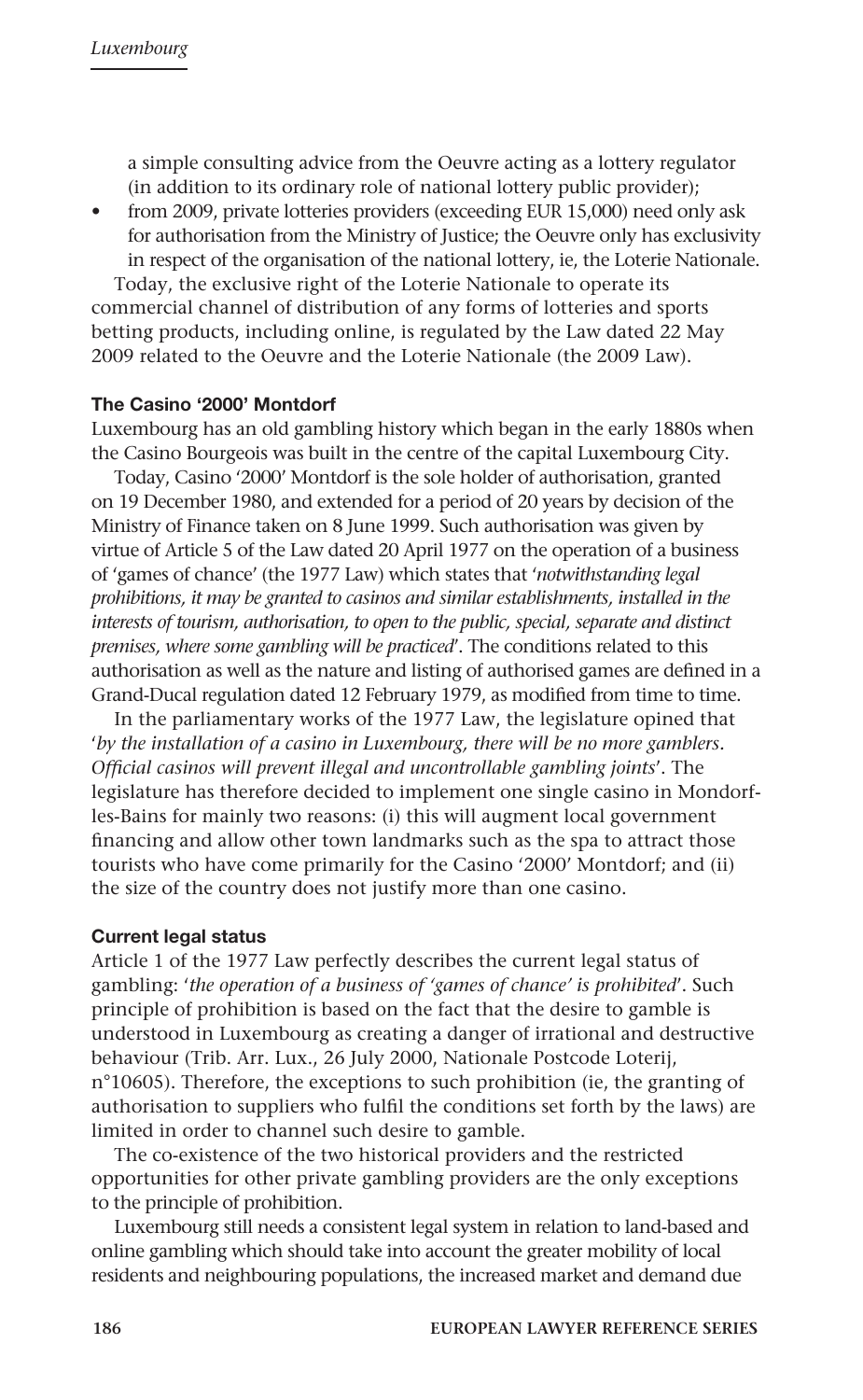a simple consulting advice from the Oeuvre acting as a lottery regulator (in addition to its ordinary role of national lottery public provider);

- from 2009, private lotteries providers (exceeding EUR 15,000) need only ask for authorisation from the Ministry of Justice; the Oeuvre only has exclusivity in respect of the organisation of the national lottery, ie, the Loterie Nationale.

Today, the exclusive right of the Loterie Nationale to operate its commercial channel of distribution of any forms of lotteries and sports betting products, including online, is regulated by the Law dated 22 May 2009 related to the Oeuvre and the Loterie Nationale (the 2009 Law).

### The Casino '2000' Montdorf

Luxembourg has an old gambling history which began in the early 1880s when the Casino Bourgeois was built in the centre of the capital Luxembourg City.

Today, Casino '2000' Montdorf is the sole holder of authorisation, granted on 19 December 1980, and extended for a period of 20 years by decision of the Ministry of Finance taken on 8 June 1999. Such authorisation was given by virtue of Article 5 of the Law dated 20 April 1977 on the operation of a business of 'games of chance' (the 1977 Law) which states that '*notwithstanding legal prohibitions, it may be granted to casinos and similar establishments, installed in the interests of tourism, authorisation, to open to the public, special, separate and distinct premises, where some gambling will be practiced*'. The conditions related to this authorisation as well as the nature and listing of authorised games are defined in a Grand-Ducal regulation dated 12 February 1979, as modified from time to time.

In the parliamentary works of the 1977 Law, the legislature opined that '*by the installation of a casino in Luxembourg, there will be no more gamblers. Official casinos will prevent illegal and uncontrollable gambling joints*'. The legislature has therefore decided to implement one single casino in Mondorf-les-Bains for mainly two reasons: (i) this will augment local government financing and allow other town landmarks such as the spa to attract those tourists who have come primarily for the Casino '2000' Montdorf; and (ii) the size of the country does not justify more than one casino.

### Current legal status

Article 1 of the 1977 Law perfectly describes the current legal status of gambling: '*the operation of a business of 'games of chance' is prohibited*'. Such principle of prohibition is based on the fact that the desire to gamble is understood in Luxembourg as creating a danger of irrational and destructive behaviour (Trib. Arr. Lux., 26 July 2000, Nationale Postcode Loterij, n°10605). Therefore, the exceptions to such prohibition (ie, the granting of authorisation to suppliers who fulfil the conditions set forth by the laws) are limited in order to channel such desire to gamble.

The co-existence of the two historical providers and the restricted opportunities for other private gambling providers are the only exceptions to the principle of prohibition.

Luxembourg still needs a consistent legal system in relation to land-based and online gambling which should take into account the greater mobility of local residents and neighbouring populations, the increased market and demand due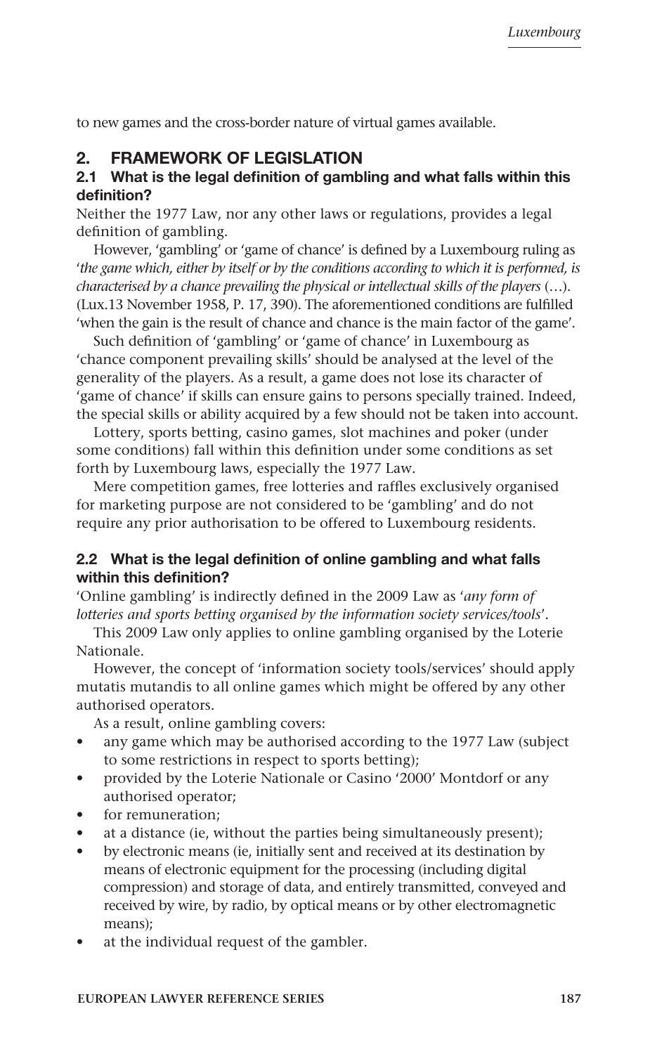to new games and the cross-border nature of virtual games available.

## 2. FRAMEWORK OF LEGISLATION

### 2.1 What is the legal definition of gambling and what falls within this definition?

Neither the 1977 Law, nor any other laws or regulations, provides a legal definition of gambling.

However, 'gambling' or 'game of chance' is defined by a Luxembourg ruling as '*the game which, either by itself or by the conditions according to which it is performed, is characterised by a chance prevailing the physical or intellectual skills of the players* (…). (Lux.13 November 1958, P. 17, 390). The aforementioned conditions are fulfilled 'when the gain is the result of chance and chance is the main factor of the game'.

Such definition of 'gambling' or 'game of chance' in Luxembourg as 'chance component prevailing skills' should be analysed at the level of the generality of the players. As a result, a game does not lose its character of 'game of chance' if skills can ensure gains to persons specially trained. Indeed, the special skills or ability acquired by a few should not be taken into account.

Lottery, sports betting, casino games, slot machines and poker (under some conditions) fall within this definition under some conditions as set forth by Luxembourg laws, especially the 1977 Law.

Mere competition games, free lotteries and raffles exclusively organised for marketing purpose are not considered to be 'gambling' and do not require any prior authorisation to be offered to Luxembourg residents.

### 2.2 What is the legal definition of online gambling and what falls within this definition?

'Online gambling' is indirectly defined in the 2009 Law as '*any form of lotteries and sports betting organised by the information society services/tools*'.

This 2009 Law only applies to online gambling organised by the Loterie Nationale.

However, the concept of 'information society tools/services' should apply mutatis mutandis to all online games which might be offered by any other authorised operators.

As a result, online gambling covers:

- any game which may be authorised according to the 1977 Law (subject to some restrictions in respect to sports betting);
- provided by the Loterie Nationale or Casino '2000' Montdorf or any authorised operator;
- for remuneration;
- at a distance (ie, without the parties being simultaneously present);
- by electronic means (ie, initially sent and received at its destination by means of electronic equipment for the processing (including digital compression) and storage of data, and entirely transmitted, conveyed and received by wire, by radio, by optical means or by other electromagnetic means);
- at the individual request of the gambler.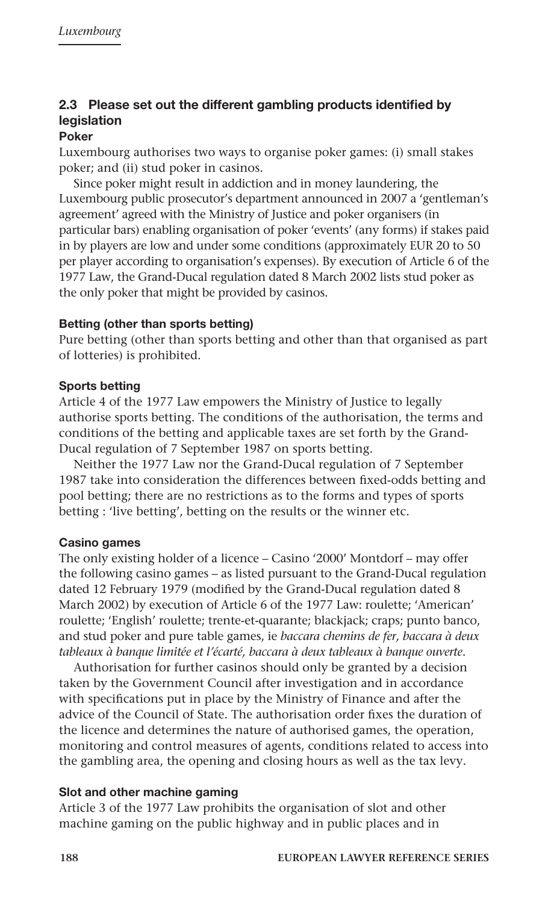### 2.3 Please set out the different gambling products identified by legislation

**Poker**

Luxembourg authorises two ways to organise poker games: (i) small stakes poker; and (ii) stud poker in casinos.

Since poker might result in addiction and in money laundering, the Luxembourg public prosecutor's department announced in 2007 a 'gentleman's agreement' agreed with the Ministry of Justice and poker organisers (in particular bars) enabling organisation of poker 'events' (any forms) if stakes paid in by players are low and under some conditions (approximately EUR 20 to 50 per player according to organisation's expenses). By execution of Article 6 of the 1977 Law, the Grand-Ducal regulation dated 8 March 2002 lists stud poker as the only poker that might be provided by casinos.

**Betting (other than sports betting)**

Pure betting (other than sports betting and other than that organised as part of lotteries) is prohibited.

**Sports betting**

Article 4 of the 1977 Law empowers the Ministry of Justice to legally authorise sports betting. The conditions of the authorisation, the terms and conditions of the betting and applicable taxes are set forth by the Grand-Ducal regulation of 7 September 1987 on sports betting.

Neither the 1977 Law nor the Grand-Ducal regulation of 7 September 1987 take into consideration the differences between fixed-odds betting and pool betting; there are no restrictions as to the forms and types of sports betting : 'live betting', betting on the results or the winner etc.

**Casino games**

The only existing holder of a licence – Casino '2000' Montdorf – may offer the following casino games – as listed pursuant to the Grand-Ducal regulation dated 12 February 1979 (modified by the Grand-Ducal regulation dated 8 March 2002) by execution of Article 6 of the 1977 Law: roulette; 'American' roulette; 'English' roulette; trente-et-quarante; blackjack; craps; punto banco, and stud poker and pure table games, ie *baccara chemins de fer, baccara à deux tableaux à banque limitée et l'écarté, baccara à deux tableaux à banque ouverte*.

Authorisation for further casinos should only be granted by a decision taken by the Government Council after investigation and in accordance with specifications put in place by the Ministry of Finance and after the advice of the Council of State. The authorisation order fixes the duration of the licence and determines the nature of authorised games, the operation, monitoring and control measures of agents, conditions related to access into the gambling area, the opening and closing hours as well as the tax levy.

**Slot and other machine gaming**

Article 3 of the 1977 Law prohibits the organisation of slot and other machine gaming on the public highway and in public places and in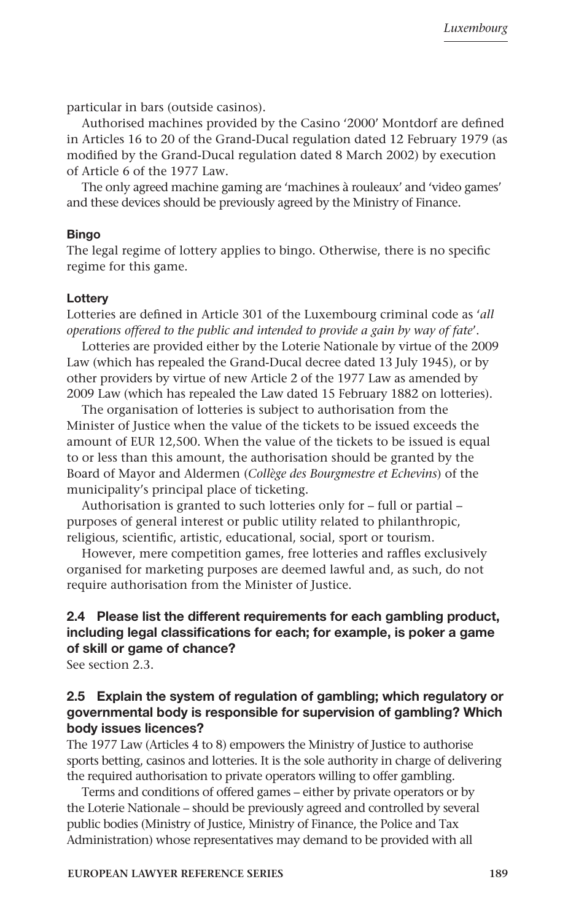particular in bars (outside casinos).

Authorised machines provided by the Casino '2000' Montdorf are defined in Articles 16 to 20 of the Grand-Ducal regulation dated 12 February 1979 (as modified by the Grand-Ducal regulation dated 8 March 2002) by execution of Article 6 of the 1977 Law.

The only agreed machine gaming are 'machines à rouleaux' and 'video games' and these devices should be previously agreed by the Ministry of Finance.

#### Bingo

The legal regime of lottery applies to bingo. Otherwise, there is no specific regime for this game.

#### Lottery

Lotteries are defined in Article 301 of the Luxembourg criminal code as '*all operations offered to the public and intended to provide a gain by way of fate*'.

Lotteries are provided either by the Loterie Nationale by virtue of the 2009 Law (which has repealed the Grand-Ducal decree dated 13 July 1945), or by other providers by virtue of new Article 2 of the 1977 Law as amended by 2009 Law (which has repealed the Law dated 15 February 1882 on lotteries).

The organisation of lotteries is subject to authorisation from the Minister of Justice when the value of the tickets to be issued exceeds the amount of EUR 12,500. When the value of the tickets to be issued is equal to or less than this amount, the authorisation should be granted by the Board of Mayor and Aldermen (*Collège des Bourgmestre et Echevins*) of the municipality's principal place of ticketing.

Authorisation is granted to such lotteries only for – full or partial – purposes of general interest or public utility related to philanthropic, religious, scientific, artistic, educational, social, sport or tourism.

However, mere competition games, free lotteries and raffles exclusively organised for marketing purposes are deemed lawful and, as such, do not require authorisation from the Minister of Justice.

### 2.4 Please list the different requirements for each gambling product, including legal classifications for each; for example, is poker a game of skill or game of chance?

See section 2.3.

### 2.5 Explain the system of regulation of gambling; which regulatory or governmental body is responsible for supervision of gambling? Which body issues licences?

The 1977 Law (Articles 4 to 8) empowers the Ministry of Justice to authorise sports betting, casinos and lotteries. It is the sole authority in charge of delivering the required authorisation to private operators willing to offer gambling.

Terms and conditions of offered games – either by private operators or by the Loterie Nationale – should be previously agreed and controlled by several public bodies (Ministry of Justice, Ministry of Finance, the Police and Tax Administration) whose representatives may demand to be provided with all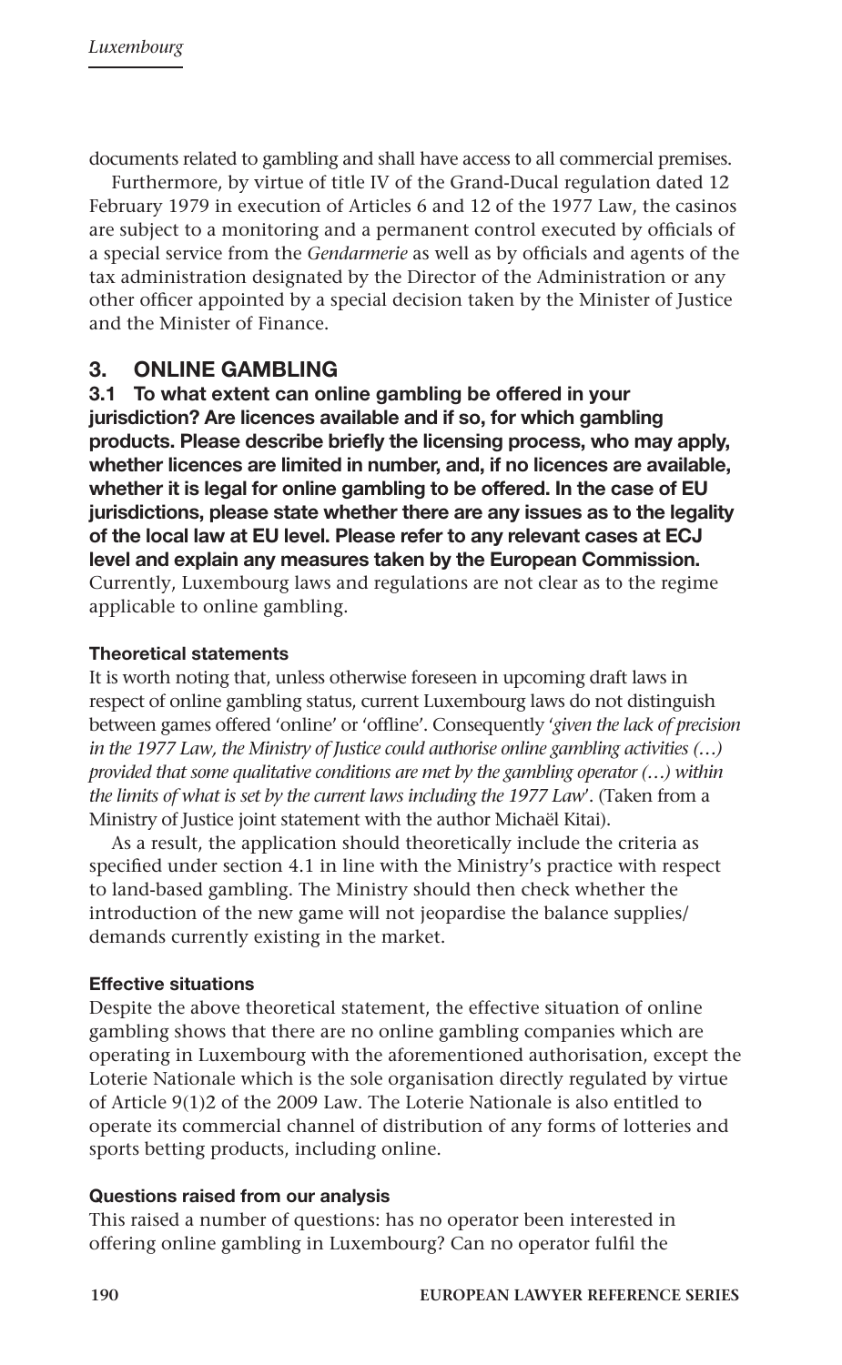documents related to gambling and shall have access to all commercial premises.

Furthermore, by virtue of title IV of the Grand-Ducal regulation dated 12 February 1979 in execution of Articles 6 and 12 of the 1977 Law, the casinos are subject to a monitoring and a permanent control executed by officials of a special service from the *Gendarmerie* as well as by officials and agents of the tax administration designated by the Director of the Administration or any other officer appointed by a special decision taken by the Minister of Justice and the Minister of Finance.

## 3. ONLINE GAMBLING

**3.1 To what extent can online gambling be offered in your jurisdiction? Are licences available and if so, for which gambling products. Please describe briefly the licensing process, who may apply, whether licences are limited in number, and, if no licences are available, whether it is legal for online gambling to be offered. In the case of EU jurisdictions, please state whether there are any issues as to the legality of the local law at EU level. Please refer to any relevant cases at ECJ level and explain any measures taken by the European Commission.**

Currently, Luxembourg laws and regulations are not clear as to the regime applicable to online gambling.

#### Theoretical statements

It is worth noting that, unless otherwise foreseen in upcoming draft laws in respect of online gambling status, current Luxembourg laws do not distinguish between games offered 'online' or 'offline'. Consequently '*given the lack of precision in the 1977 Law, the Ministry of Justice could authorise online gambling activities (…) provided that some qualitative conditions are met by the gambling operator (…) within the limits of what is set by the current laws including the 1977 Law*'. (Taken from a Ministry of Justice joint statement with the author Michaël Kitai).

As a result, the application should theoretically include the criteria as specified under section 4.1 in line with the Ministry's practice with respect to land-based gambling. The Ministry should then check whether the introduction of the new game will not jeopardise the balance supplies/demands currently existing in the market.

#### Effective situations

Despite the above theoretical statement, the effective situation of online gambling shows that there are no online gambling companies which are operating in Luxembourg with the aforementioned authorisation, except the Loterie Nationale which is the sole organisation directly regulated by virtue of Article 9(1)2 of the 2009 Law. The Loterie Nationale is also entitled to operate its commercial channel of distribution of any forms of lotteries and sports betting products, including online.

#### Questions raised from our analysis

This raised a number of questions: has no operator been interested in offering online gambling in Luxembourg? Can no operator fulfil the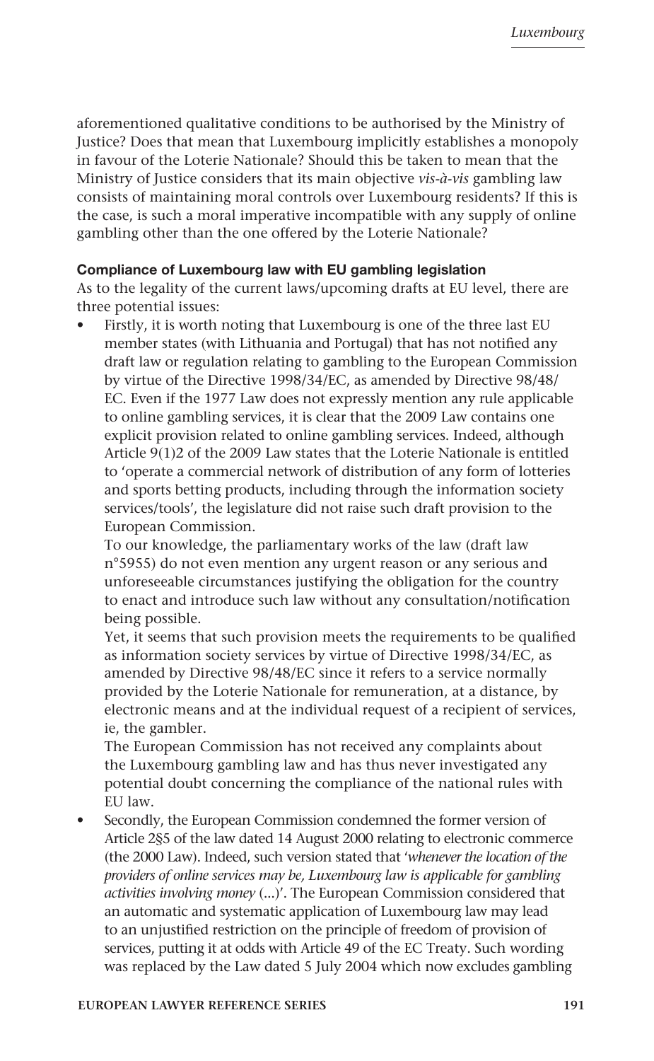aforementioned qualitative conditions to be authorised by the Ministry of Justice? Does that mean that Luxembourg implicitly establishes a monopoly in favour of the Loterie Nationale? Should this be taken to mean that the Ministry of Justice considers that its main objective *vis-à-vis* gambling law consists of maintaining moral controls over Luxembourg residents? If this is the case, is such a moral imperative incompatible with any supply of online gambling other than the one offered by the Loterie Nationale?

**Compliance of Luxembourg law with EU gambling legislation**

As to the legality of the current laws/upcoming drafts at EU level, there are three potential issues:

- Firstly, it is worth noting that Luxembourg is one of the three last EU member states (with Lithuania and Portugal) that has not notified any draft law or regulation relating to gambling to the European Commission by virtue of the Directive 1998/34/EC, as amended by Directive 98/48/EC. Even if the 1977 Law does not expressly mention any rule applicable to online gambling services, it is clear that the 2009 Law contains one explicit provision related to online gambling services. Indeed, although Article 9(1)2 of the 2009 Law states that the Loterie Nationale is entitled to 'operate a commercial network of distribution of any form of lotteries and sports betting products, including through the information society services/tools', the legislature did not raise such draft provision to the European Commission.

  To our knowledge, the parliamentary works of the law (draft law n°5955) do not even mention any urgent reason or any serious and unforeseeable circumstances justifying the obligation for the country to enact and introduce such law without any consultation/notification being possible.

  Yet, it seems that such provision meets the requirements to be qualified as information society services by virtue of Directive 1998/34/EC, as amended by Directive 98/48/EC since it refers to a service normally provided by the Loterie Nationale for remuneration, at a distance, by electronic means and at the individual request of a recipient of services, ie, the gambler.

  The European Commission has not received any complaints about the Luxembourg gambling law and has thus never investigated any potential doubt concerning the compliance of the national rules with EU law.

- Secondly, the European Commission condemned the former version of Article 2§5 of the law dated 14 August 2000 relating to electronic commerce (the 2000 Law). Indeed, such version stated that '*whenever the location of the providers of online services may be, Luxembourg law is applicable for gambling activities involving money* (...)'. The European Commission considered that an automatic and systematic application of Luxembourg law may lead to an unjustified restriction on the principle of freedom of provision of services, putting it at odds with Article 49 of the EC Treaty. Such wording was replaced by the Law dated 5 July 2004 which now excludes gambling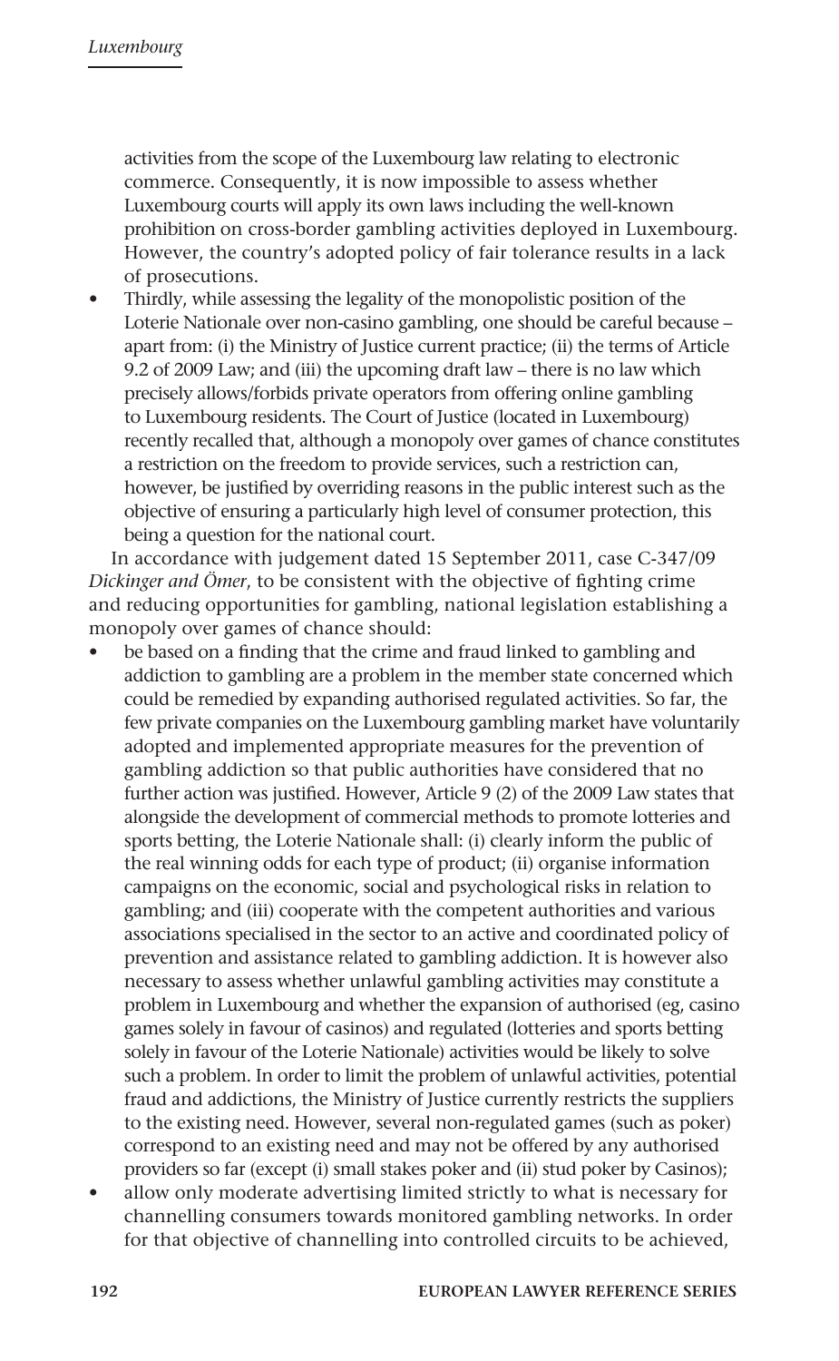activities from the scope of the Luxembourg law relating to electronic commerce. Consequently, it is now impossible to assess whether Luxembourg courts will apply its own laws including the well-known prohibition on cross-border gambling activities deployed in Luxembourg. However, the country's adopted policy of fair tolerance results in a lack of prosecutions.

- Thirdly, while assessing the legality of the monopolistic position of the Loterie Nationale over non-casino gambling, one should be careful because – apart from: (i) the Ministry of Justice current practice; (ii) the terms of Article 9.2 of 2009 Law; and (iii) the upcoming draft law – there is no law which precisely allows/forbids private operators from offering online gambling to Luxembourg residents. The Court of Justice (located in Luxembourg) recently recalled that, although a monopoly over games of chance constitutes a restriction on the freedom to provide services, such a restriction can, however, be justified by overriding reasons in the public interest such as the objective of ensuring a particularly high level of consumer protection, this being a question for the national court.

In accordance with judgement dated 15 September 2011, case C-347/09 *Dickinger and Ömer*, to be consistent with the objective of fighting crime and reducing opportunities for gambling, national legislation establishing a monopoly over games of chance should:

- be based on a finding that the crime and fraud linked to gambling and addiction to gambling are a problem in the member state concerned which could be remedied by expanding authorised regulated activities. So far, the few private companies on the Luxembourg gambling market have voluntarily adopted and implemented appropriate measures for the prevention of gambling addiction so that public authorities have considered that no further action was justified. However, Article 9 (2) of the 2009 Law states that alongside the development of commercial methods to promote lotteries and sports betting, the Loterie Nationale shall: (i) clearly inform the public of the real winning odds for each type of product; (ii) organise information campaigns on the economic, social and psychological risks in relation to gambling; and (iii) cooperate with the competent authorities and various associations specialised in the sector to an active and coordinated policy of prevention and assistance related to gambling addiction. It is however also necessary to assess whether unlawful gambling activities may constitute a problem in Luxembourg and whether the expansion of authorised (eg, casino games solely in favour of casinos) and regulated (lotteries and sports betting solely in favour of the Loterie Nationale) activities would be likely to solve such a problem. In order to limit the problem of unlawful activities, potential fraud and addictions, the Ministry of Justice currently restricts the suppliers to the existing need. However, several non-regulated games (such as poker) correspond to an existing need and may not be offered by any authorised providers so far (except (i) small stakes poker and (ii) stud poker by Casinos);
- allow only moderate advertising limited strictly to what is necessary for channelling consumers towards monitored gambling networks. In order for that objective of channelling into controlled circuits to be achieved,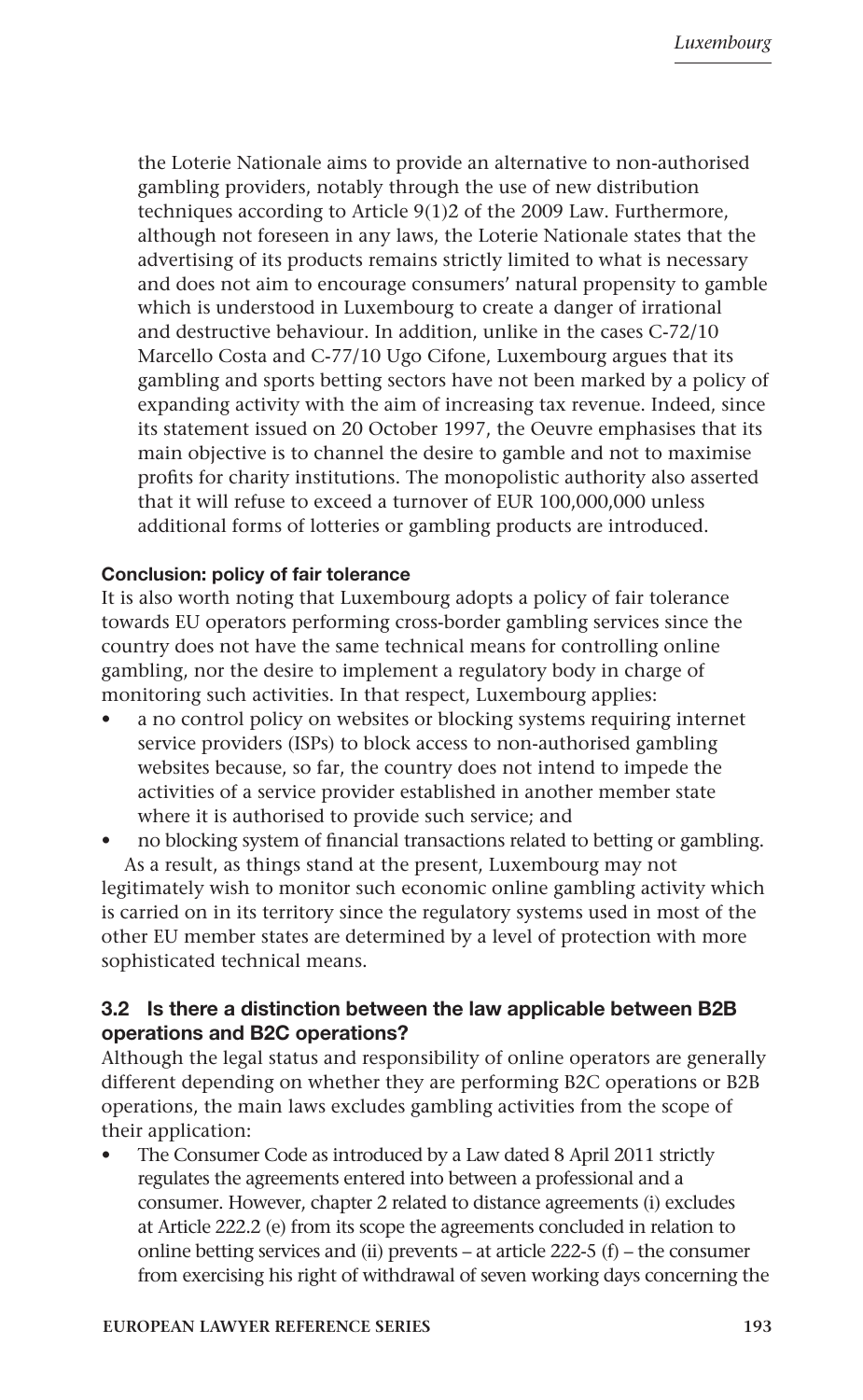the Loterie Nationale aims to provide an alternative to non-authorised gambling providers, notably through the use of new distribution techniques according to Article 9(1)2 of the 2009 Law. Furthermore, although not foreseen in any laws, the Loterie Nationale states that the advertising of its products remains strictly limited to what is necessary and does not aim to encourage consumers' natural propensity to gamble which is understood in Luxembourg to create a danger of irrational and destructive behaviour. In addition, unlike in the cases C-72/10 Marcello Costa and C-77/10 Ugo Cifone, Luxembourg argues that its gambling and sports betting sectors have not been marked by a policy of expanding activity with the aim of increasing tax revenue. Indeed, since its statement issued on 20 October 1997, the Oeuvre emphasises that its main objective is to channel the desire to gamble and not to maximise profits for charity institutions. The monopolistic authority also asserted that it will refuse to exceed a turnover of EUR 100,000,000 unless additional forms of lotteries or gambling products are introduced.

**Conclusion: policy of fair tolerance**

It is also worth noting that Luxembourg adopts a policy of fair tolerance towards EU operators performing cross-border gambling services since the country does not have the same technical means for controlling online gambling, nor the desire to implement a regulatory body in charge of monitoring such activities. In that respect, Luxembourg applies:

- a no control policy on websites or blocking systems requiring internet service providers (ISPs) to block access to non-authorised gambling websites because, so far, the country does not intend to impede the activities of a service provider established in another member state where it is authorised to provide such service; and
- no blocking system of financial transactions related to betting or gambling.

As a result, as things stand at the present, Luxembourg may not legitimately wish to monitor such economic online gambling activity which is carried on in its territory since the regulatory systems used in most of the other EU member states are determined by a level of protection with more sophisticated technical means.

### 3.2 Is there a distinction between the law applicable between B2B operations and B2C operations?

Although the legal status and responsibility of online operators are generally different depending on whether they are performing B2C operations or B2B operations, the main laws excludes gambling activities from the scope of their application:

- The Consumer Code as introduced by a Law dated 8 April 2011 strictly regulates the agreements entered into between a professional and a consumer. However, chapter 2 related to distance agreements (i) excludes at Article 222.2 (e) from its scope the agreements concluded in relation to online betting services and (ii) prevents – at article 222-5 (f) – the consumer from exercising his right of withdrawal of seven working days concerning the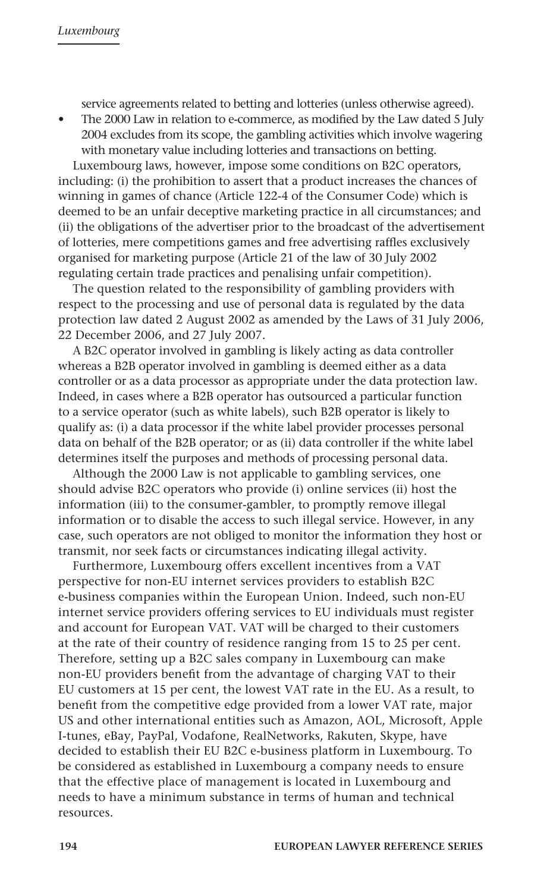service agreements related to betting and lotteries (unless otherwise agreed).

- The 2000 Law in relation to e-commerce, as modified by the Law dated 5 July 2004 excludes from its scope, the gambling activities which involve wagering with monetary value including lotteries and transactions on betting.

Luxembourg laws, however, impose some conditions on B2C operators, including: (i) the prohibition to assert that a product increases the chances of winning in games of chance (Article 122-4 of the Consumer Code) which is deemed to be an unfair deceptive marketing practice in all circumstances; and (ii) the obligations of the advertiser prior to the broadcast of the advertisement of lotteries, mere competitions games and free advertising raffles exclusively organised for marketing purpose (Article 21 of the law of 30 July 2002 regulating certain trade practices and penalising unfair competition).

The question related to the responsibility of gambling providers with respect to the processing and use of personal data is regulated by the data protection law dated 2 August 2002 as amended by the Laws of 31 July 2006, 22 December 2006, and 27 July 2007.

A B2C operator involved in gambling is likely acting as data controller whereas a B2B operator involved in gambling is deemed either as a data controller or as a data processor as appropriate under the data protection law. Indeed, in cases where a B2B operator has outsourced a particular function to a service operator (such as white labels), such B2B operator is likely to qualify as: (i) a data processor if the white label provider processes personal data on behalf of the B2B operator; or as (ii) data controller if the white label determines itself the purposes and methods of processing personal data.

Although the 2000 Law is not applicable to gambling services, one should advise B2C operators who provide (i) online services (ii) host the information (iii) to the consumer-gambler, to promptly remove illegal information or to disable the access to such illegal service. However, in any case, such operators are not obliged to monitor the information they host or transmit, nor seek facts or circumstances indicating illegal activity.

Furthermore, Luxembourg offers excellent incentives from a VAT perspective for non-EU internet services providers to establish B2C e-business companies within the European Union. Indeed, such non-EU internet service providers offering services to EU individuals must register and account for European VAT. VAT will be charged to their customers at the rate of their country of residence ranging from 15 to 25 per cent. Therefore, setting up a B2C sales company in Luxembourg can make non-EU providers benefit from the advantage of charging VAT to their EU customers at 15 per cent, the lowest VAT rate in the EU. As a result, to benefit from the competitive edge provided from a lower VAT rate, major US and other international entities such as Amazon, AOL, Microsoft, Apple I-tunes, eBay, PayPal, Vodafone, RealNetworks, Rakuten, Skype, have decided to establish their EU B2C e-business platform in Luxembourg. To be considered as established in Luxembourg a company needs to ensure that the effective place of management is located in Luxembourg and needs to have a minimum substance in terms of human and technical resources.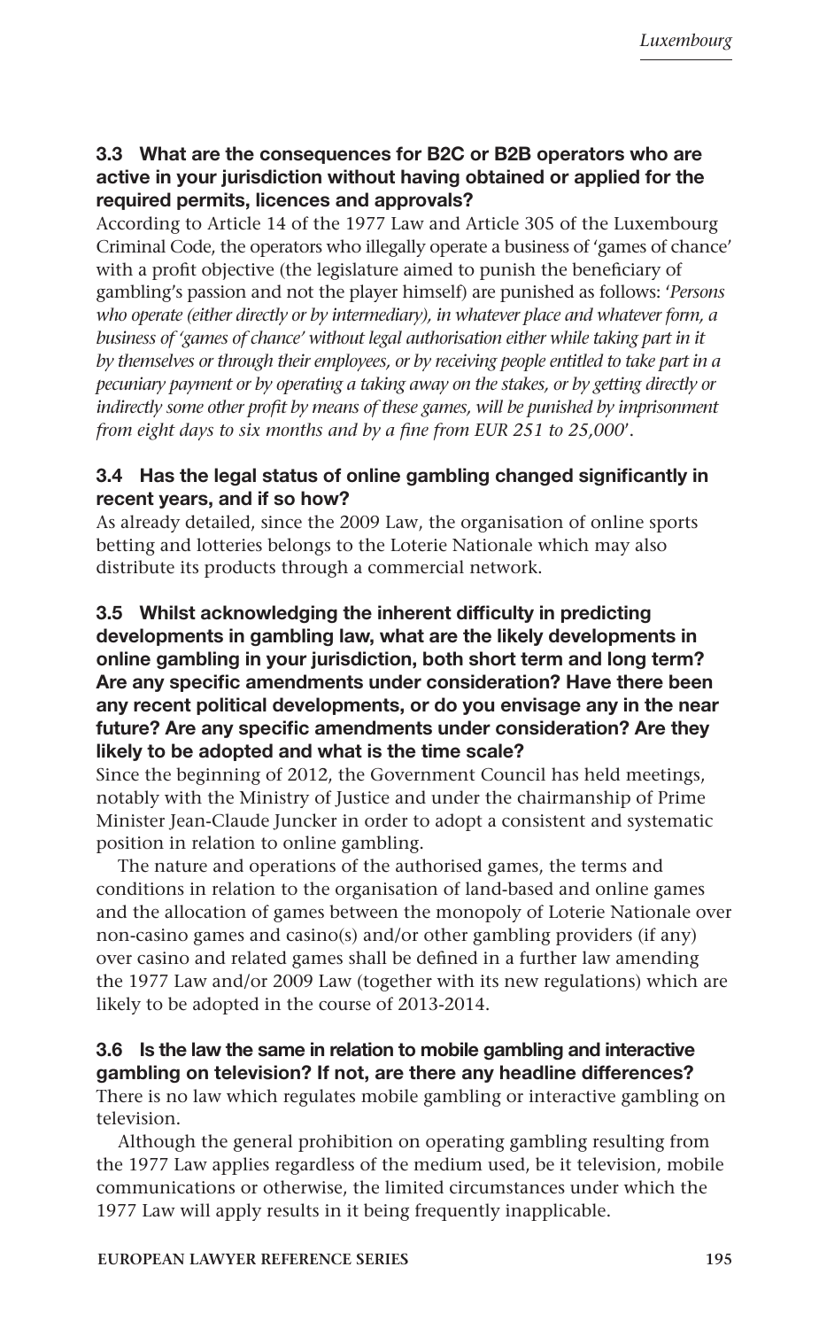### 3.3 What are the consequences for B2C or B2B operators who are active in your jurisdiction without having obtained or applied for the required permits, licences and approvals?

According to Article 14 of the 1977 Law and Article 305 of the Luxembourg Criminal Code, the operators who illegally operate a business of 'games of chance' with a profit objective (the legislature aimed to punish the beneficiary of gambling's passion and not the player himself) are punished as follows: *'Persons who operate (either directly or by intermediary), in whatever place and whatever form, a business of 'games of chance' without legal authorisation either while taking part in it by themselves or through their employees, or by receiving people entitled to take part in a pecuniary payment or by operating a taking away on the stakes, or by getting directly or indirectly some other profit by means of these games, will be punished by imprisonment from eight days to six months and by a fine from EUR 251 to 25,000'*.

### 3.4 Has the legal status of online gambling changed significantly in recent years, and if so how?

As already detailed, since the 2009 Law, the organisation of online sports betting and lotteries belongs to the Loterie Nationale which may also distribute its products through a commercial network.

### 3.5 Whilst acknowledging the inherent difficulty in predicting developments in gambling law, what are the likely developments in online gambling in your jurisdiction, both short term and long term? Are any specific amendments under consideration? Have there been any recent political developments, or do you envisage any in the near future? Are any specific amendments under consideration? Are they likely to be adopted and what is the time scale?

Since the beginning of 2012, the Government Council has held meetings, notably with the Ministry of Justice and under the chairmanship of Prime Minister Jean-Claude Juncker in order to adopt a consistent and systematic position in relation to online gambling.

The nature and operations of the authorised games, the terms and conditions in relation to the organisation of land-based and online games and the allocation of games between the monopoly of Loterie Nationale over non-casino games and casino(s) and/or other gambling providers (if any) over casino and related games shall be defined in a further law amending the 1977 Law and/or 2009 Law (together with its new regulations) which are likely to be adopted in the course of 2013-2014.

### 3.6 Is the law the same in relation to mobile gambling and interactive gambling on television? If not, are there any headline differences?

There is no law which regulates mobile gambling or interactive gambling on television.

Although the general prohibition on operating gambling resulting from the 1977 Law applies regardless of the medium used, be it television, mobile communications or otherwise, the limited circumstances under which the 1977 Law will apply results in it being frequently inapplicable.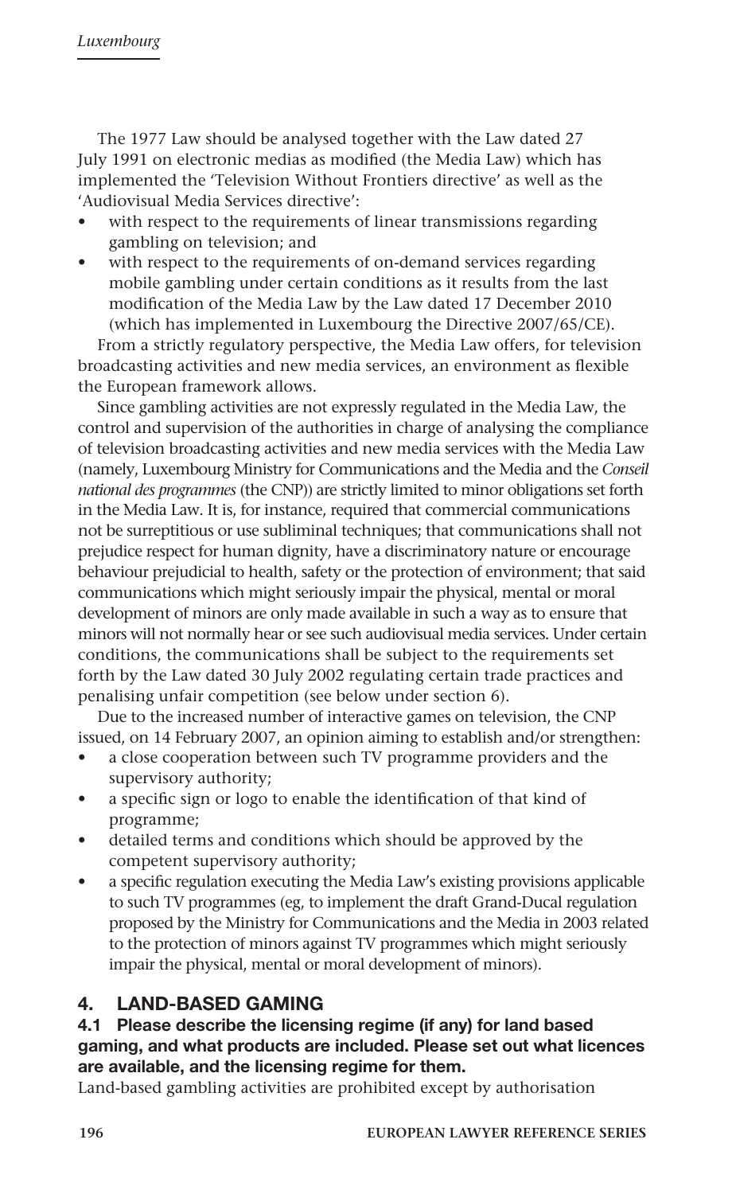The 1977 Law should be analysed together with the Law dated 27 July 1991 on electronic medias as modified (the Media Law) which has implemented the 'Television Without Frontiers directive' as well as the 'Audiovisual Media Services directive':

- with respect to the requirements of linear transmissions regarding gambling on television; and
- with respect to the requirements of on-demand services regarding mobile gambling under certain conditions as it results from the last modification of the Media Law by the Law dated 17 December 2010 (which has implemented in Luxembourg the Directive 2007/65/CE).

From a strictly regulatory perspective, the Media Law offers, for television broadcasting activities and new media services, an environment as flexible the European framework allows.

Since gambling activities are not expressly regulated in the Media Law, the control and supervision of the authorities in charge of analysing the compliance of television broadcasting activities and new media services with the Media Law (namely, Luxembourg Ministry for Communications and the Media and the *Conseil national des programmes* (the CNP)) are strictly limited to minor obligations set forth in the Media Law. It is, for instance, required that commercial communications not be surreptitious or use subliminal techniques; that communications shall not prejudice respect for human dignity, have a discriminatory nature or encourage behaviour prejudicial to health, safety or the protection of environment; that said communications which might seriously impair the physical, mental or moral development of minors are only made available in such a way as to ensure that minors will not normally hear or see such audiovisual media services. Under certain conditions, the communications shall be subject to the requirements set forth by the Law dated 30 July 2002 regulating certain trade practices and penalising unfair competition (see below under section 6).

Due to the increased number of interactive games on television, the CNP issued, on 14 February 2007, an opinion aiming to establish and/or strengthen:

- a close cooperation between such TV programme providers and the supervisory authority;
- a specific sign or logo to enable the identification of that kind of programme;
- detailed terms and conditions which should be approved by the competent supervisory authority;
- a specific regulation executing the Media Law's existing provisions applicable to such TV programmes (eg, to implement the draft Grand-Ducal regulation proposed by the Ministry for Communications and the Media in 2003 related to the protection of minors against TV programmes which might seriously impair the physical, mental or moral development of minors).

## 4. LAND-BASED GAMING

### 4.1 Please describe the licensing regime (if any) for land based gaming, and what products are included. Please set out what licences are available, and the licensing regime for them.

Land-based gambling activities are prohibited except by authorisation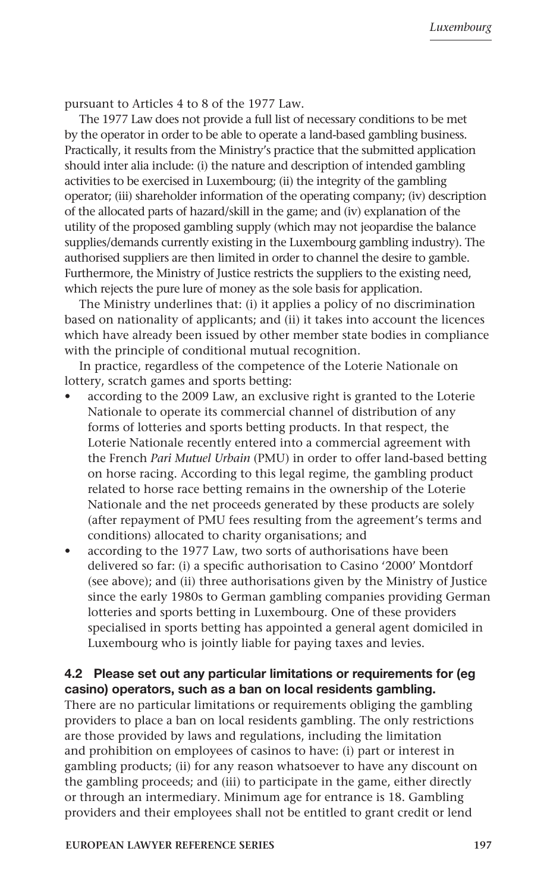pursuant to Articles 4 to 8 of the 1977 Law.

The 1977 Law does not provide a full list of necessary conditions to be met by the operator in order to be able to operate a land-based gambling business. Practically, it results from the Ministry's practice that the submitted application should inter alia include: (i) the nature and description of intended gambling activities to be exercised in Luxembourg; (ii) the integrity of the gambling operator; (iii) shareholder information of the operating company; (iv) description of the allocated parts of hazard/skill in the game; and (iv) explanation of the utility of the proposed gambling supply (which may not jeopardise the balance supplies/demands currently existing in the Luxembourg gambling industry). The authorised suppliers are then limited in order to channel the desire to gamble. Furthermore, the Ministry of Justice restricts the suppliers to the existing need, which rejects the pure lure of money as the sole basis for application.

The Ministry underlines that: (i) it applies a policy of no discrimination based on nationality of applicants; and (ii) it takes into account the licences which have already been issued by other member state bodies in compliance with the principle of conditional mutual recognition.

In practice, regardless of the competence of the Loterie Nationale on lottery, scratch games and sports betting:

- according to the 2009 Law, an exclusive right is granted to the Loterie Nationale to operate its commercial channel of distribution of any forms of lotteries and sports betting products. In that respect, the Loterie Nationale recently entered into a commercial agreement with the French *Pari Mutuel Urbain* (PMU) in order to offer land-based betting on horse racing. According to this legal regime, the gambling product related to horse race betting remains in the ownership of the Loterie Nationale and the net proceeds generated by these products are solely (after repayment of PMU fees resulting from the agreement's terms and conditions) allocated to charity organisations; and
- according to the 1977 Law, two sorts of authorisations have been delivered so far: (i) a specific authorisation to Casino '2000' Montdorf (see above); and (ii) three authorisations given by the Ministry of Justice since the early 1980s to German gambling companies providing German lotteries and sports betting in Luxembourg. One of these providers specialised in sports betting has appointed a general agent domiciled in Luxembourg who is jointly liable for paying taxes and levies.

### 4.2 Please set out any particular limitations or requirements for (eg casino) operators, such as a ban on local residents gambling.

There are no particular limitations or requirements obliging the gambling providers to place a ban on local residents gambling. The only restrictions are those provided by laws and regulations, including the limitation and prohibition on employees of casinos to have: (i) part or interest in gambling products; (ii) for any reason whatsoever to have any discount on the gambling proceeds; and (iii) to participate in the game, either directly or through an intermediary. Minimum age for entrance is 18. Gambling providers and their employees shall not be entitled to grant credit or lend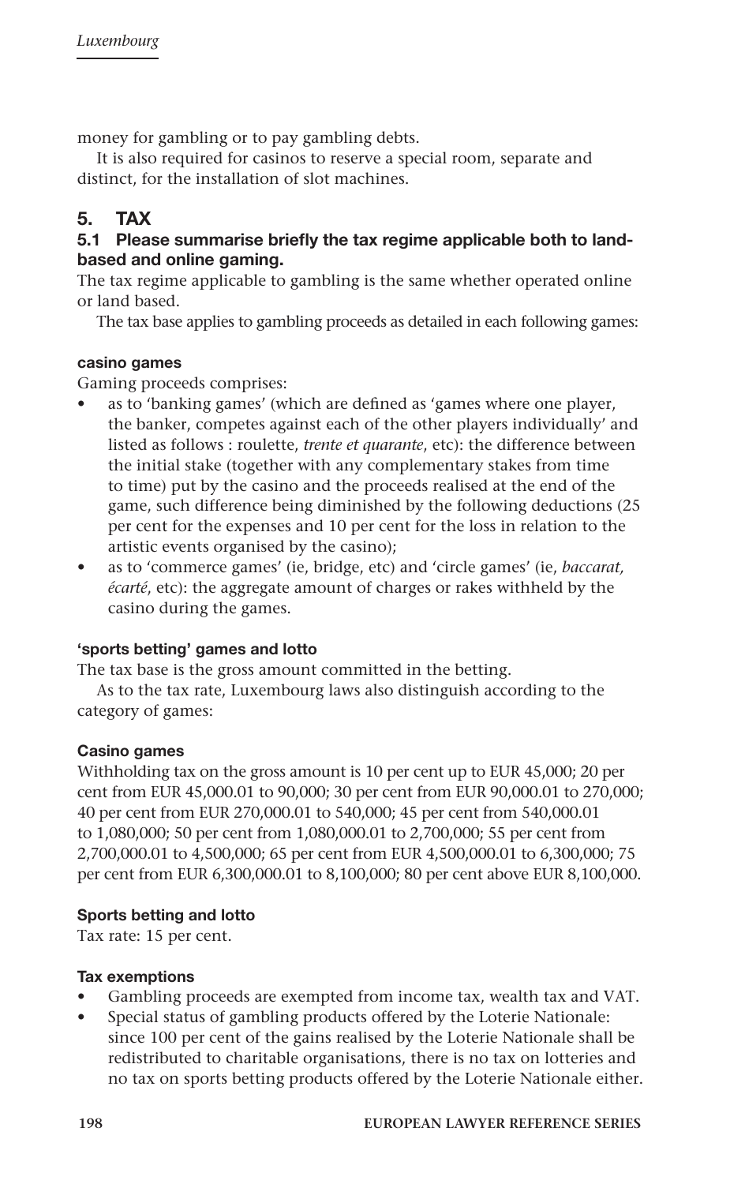money for gambling or to pay gambling debts.

It is also required for casinos to reserve a special room, separate and distinct, for the installation of slot machines.

## 5. TAX

### 5.1 Please summarise briefly the tax regime applicable both to land-based and online gaming.

The tax regime applicable to gambling is the same whether operated online or land based.

The tax base applies to gambling proceeds as detailed in each following games:

#### casino games

Gaming proceeds comprises:

- as to 'banking games' (which are defined as 'games where one player, the banker, competes against each of the other players individually' and listed as follows : roulette, *trente et quarante*, etc): the difference between the initial stake (together with any complementary stakes from time to time) put by the casino and the proceeds realised at the end of the game, such difference being diminished by the following deductions (25 per cent for the expenses and 10 per cent for the loss in relation to the artistic events organised by the casino);
- as to 'commerce games' (ie, bridge, etc) and 'circle games' (ie, *baccarat, écarté*, etc): the aggregate amount of charges or rakes withheld by the casino during the games.

#### 'sports betting' games and lotto

The tax base is the gross amount committed in the betting.

As to the tax rate, Luxembourg laws also distinguish according to the category of games:

#### Casino games

Withholding tax on the gross amount is 10 per cent up to EUR 45,000; 20 per cent from EUR 45,000.01 to 90,000; 30 per cent from EUR 90,000.01 to 270,000; 40 per cent from EUR 270,000.01 to 540,000; 45 per cent from 540,000.01 to 1,080,000; 50 per cent from 1,080,000.01 to 2,700,000; 55 per cent from 2,700,000.01 to 4,500,000; 65 per cent from EUR 4,500,000.01 to 6,300,000; 75 per cent from EUR 6,300,000.01 to 8,100,000; 80 per cent above EUR 8,100,000.

#### Sports betting and lotto

Tax rate: 15 per cent.

#### Tax exemptions

- Gambling proceeds are exempted from income tax, wealth tax and VAT.
- Special status of gambling products offered by the Loterie Nationale: since 100 per cent of the gains realised by the Loterie Nationale shall be redistributed to charitable organisations, there is no tax on lotteries and no tax on sports betting products offered by the Loterie Nationale either.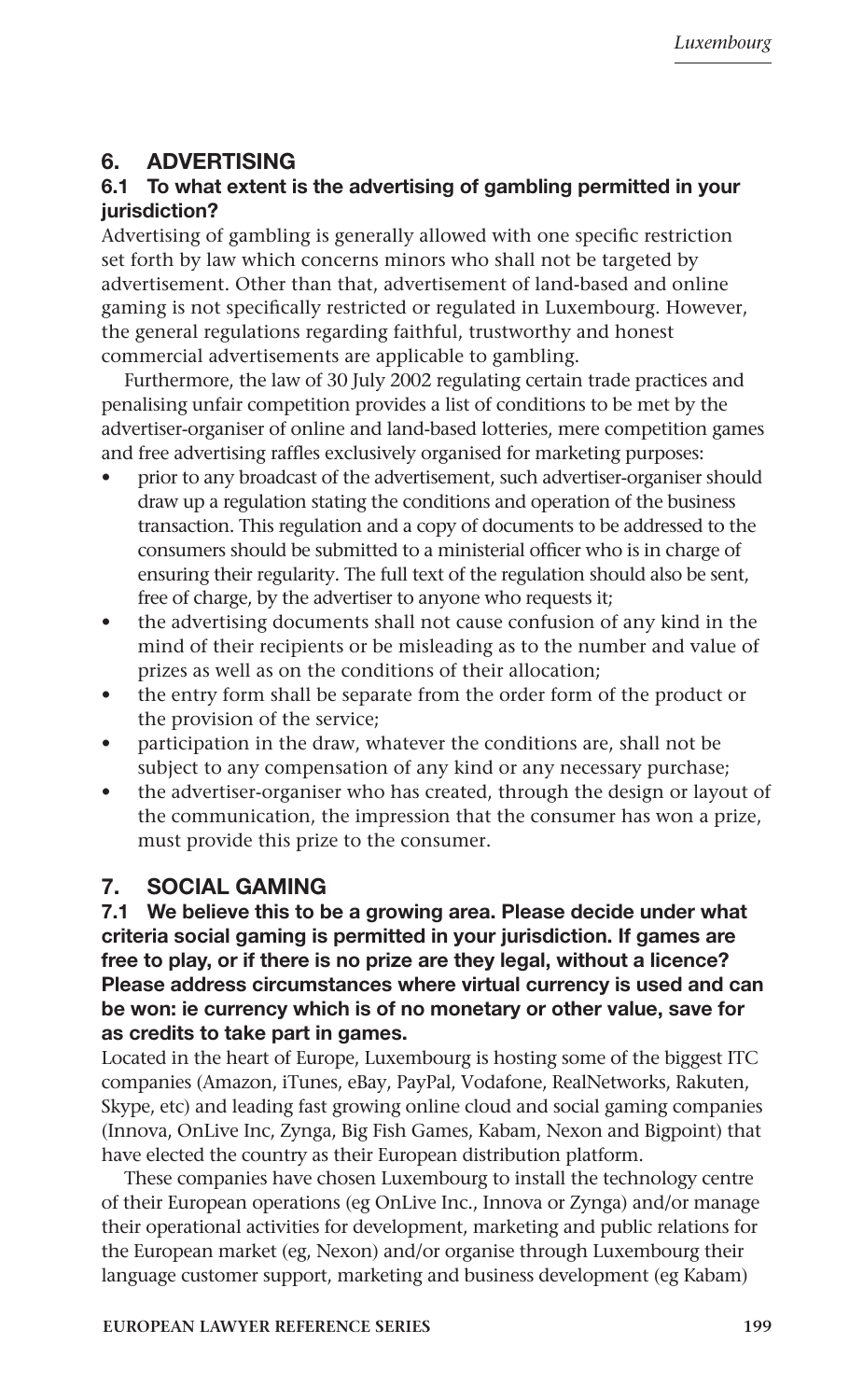## 6. ADVERTISING

### 6.1 To what extent is the advertising of gambling permitted in your jurisdiction?

Advertising of gambling is generally allowed with one specific restriction set forth by law which concerns minors who shall not be targeted by advertisement. Other than that, advertisement of land-based and online gaming is not specifically restricted or regulated in Luxembourg. However, the general regulations regarding faithful, trustworthy and honest commercial advertisements are applicable to gambling.

Furthermore, the law of 30 July 2002 regulating certain trade practices and penalising unfair competition provides a list of conditions to be met by the advertiser-organiser of online and land-based lotteries, mere competition games and free advertising raffles exclusively organised for marketing purposes:

- prior to any broadcast of the advertisement, such advertiser-organiser should draw up a regulation stating the conditions and operation of the business transaction. This regulation and a copy of documents to be addressed to the consumers should be submitted to a ministerial officer who is in charge of ensuring their regularity. The full text of the regulation should also be sent, free of charge, by the advertiser to anyone who requests it;
- the advertising documents shall not cause confusion of any kind in the mind of their recipients or be misleading as to the number and value of prizes as well as on the conditions of their allocation;
- the entry form shall be separate from the order form of the product or the provision of the service;
- participation in the draw, whatever the conditions are, shall not be subject to any compensation of any kind or any necessary purchase;
- the advertiser-organiser who has created, through the design or layout of the communication, the impression that the consumer has won a prize, must provide this prize to the consumer.

## 7. SOCIAL GAMING

### 7.1 We believe this to be a growing area. Please decide under what criteria social gaming is permitted in your jurisdiction. If games are free to play, or if there is no prize are they legal, without a licence? Please address circumstances where virtual currency is used and can be won: ie currency which is of no monetary or other value, save for as credits to take part in games.

Located in the heart of Europe, Luxembourg is hosting some of the biggest ITC companies (Amazon, iTunes, eBay, PayPal, Vodafone, RealNetworks, Rakuten, Skype, etc) and leading fast growing online cloud and social gaming companies (Innova, OnLive Inc, Zynga, Big Fish Games, Kabam, Nexon and Bigpoint) that have elected the country as their European distribution platform.

These companies have chosen Luxembourg to install the technology centre of their European operations (eg OnLive Inc., Innova or Zynga) and/or manage their operational activities for development, marketing and public relations for the European market (eg, Nexon) and/or organise through Luxembourg their language customer support, marketing and business development (eg Kabam)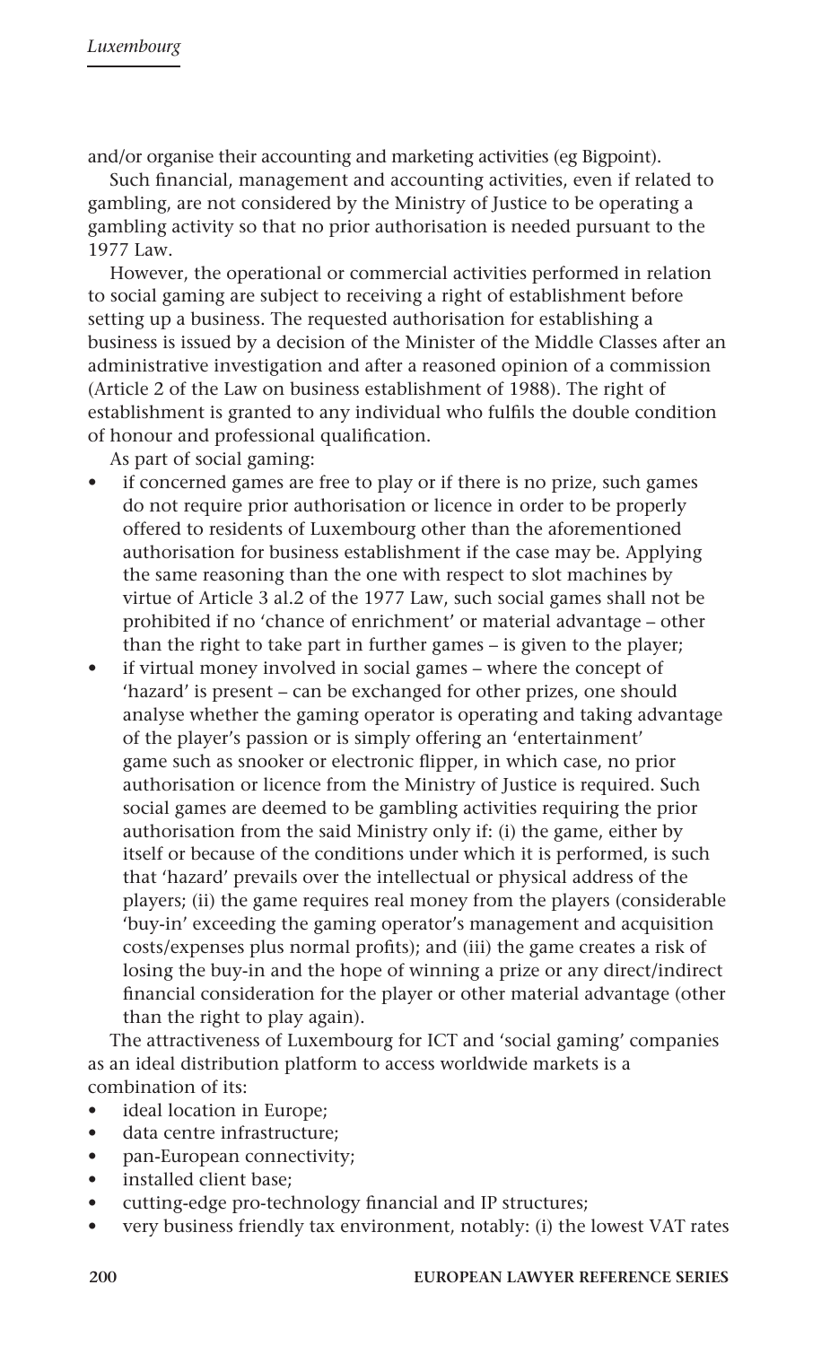and/or organise their accounting and marketing activities (eg Bigpoint).

Such financial, management and accounting activities, even if related to gambling, are not considered by the Ministry of Justice to be operating a gambling activity so that no prior authorisation is needed pursuant to the 1977 Law.

However, the operational or commercial activities performed in relation to social gaming are subject to receiving a right of establishment before setting up a business. The requested authorisation for establishing a business is issued by a decision of the Minister of the Middle Classes after an administrative investigation and after a reasoned opinion of a commission (Article 2 of the Law on business establishment of 1988). The right of establishment is granted to any individual who fulfils the double condition of honour and professional qualification.

As part of social gaming:

- if concerned games are free to play or if there is no prize, such games do not require prior authorisation or licence in order to be properly offered to residents of Luxembourg other than the aforementioned authorisation for business establishment if the case may be. Applying the same reasoning than the one with respect to slot machines by virtue of Article 3 al.2 of the 1977 Law, such social games shall not be prohibited if no 'chance of enrichment' or material advantage – other than the right to take part in further games – is given to the player;
- if virtual money involved in social games – where the concept of 'hazard' is present – can be exchanged for other prizes, one should analyse whether the gaming operator is operating and taking advantage of the player's passion or is simply offering an 'entertainment' game such as snooker or electronic flipper, in which case, no prior authorisation or licence from the Ministry of Justice is required. Such social games are deemed to be gambling activities requiring the prior authorisation from the said Ministry only if: (i) the game, either by itself or because of the conditions under which it is performed, is such that 'hazard' prevails over the intellectual or physical address of the players; (ii) the game requires real money from the players (considerable 'buy-in' exceeding the gaming operator's management and acquisition costs/expenses plus normal profits); and (iii) the game creates a risk of losing the buy-in and the hope of winning a prize or any direct/indirect financial consideration for the player or other material advantage (other than the right to play again).

The attractiveness of Luxembourg for ICT and 'social gaming' companies as an ideal distribution platform to access worldwide markets is a combination of its:

- ideal location in Europe;
- data centre infrastructure;
- pan-European connectivity;
- installed client base;
- cutting-edge pro-technology financial and IP structures;
- very business friendly tax environment, notably: (i) the lowest VAT rates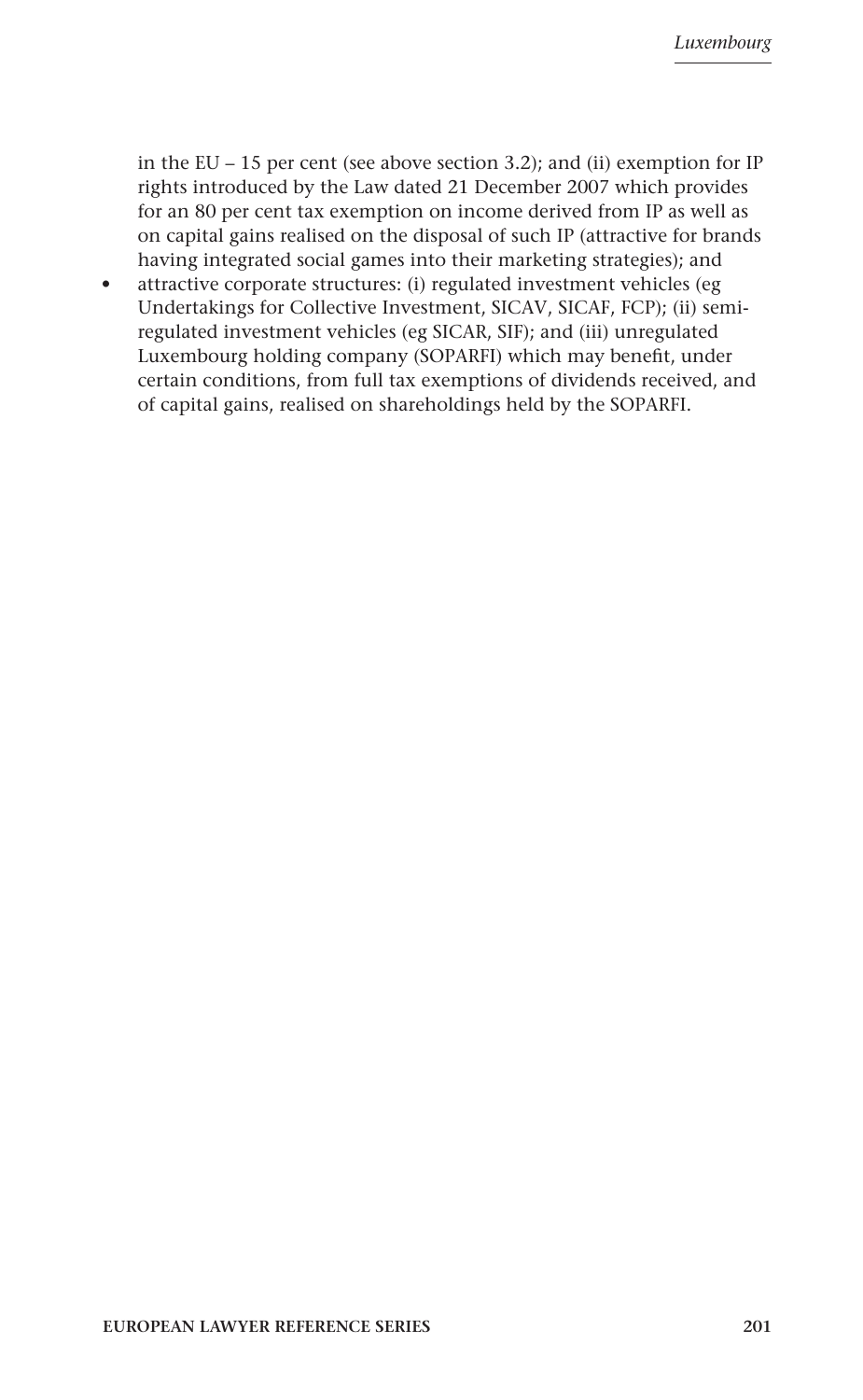in the EU – 15 per cent (see above section 3.2); and (ii) exemption for IP rights introduced by the Law dated 21 December 2007 which provides for an 80 per cent tax exemption on income derived from IP as well as on capital gains realised on the disposal of such IP (attractive for brands having integrated social games into their marketing strategies); and

- attractive corporate structures: (i) regulated investment vehicles (eg Undertakings for Collective Investment, SICAV, SICAF, FCP); (ii) semi-regulated investment vehicles (eg SICAR, SIF); and (iii) unregulated Luxembourg holding company (SOPARFI) which may benefit, under certain conditions, from full tax exemptions of dividends received, and of capital gains, realised on shareholdings held by the SOPARFI.